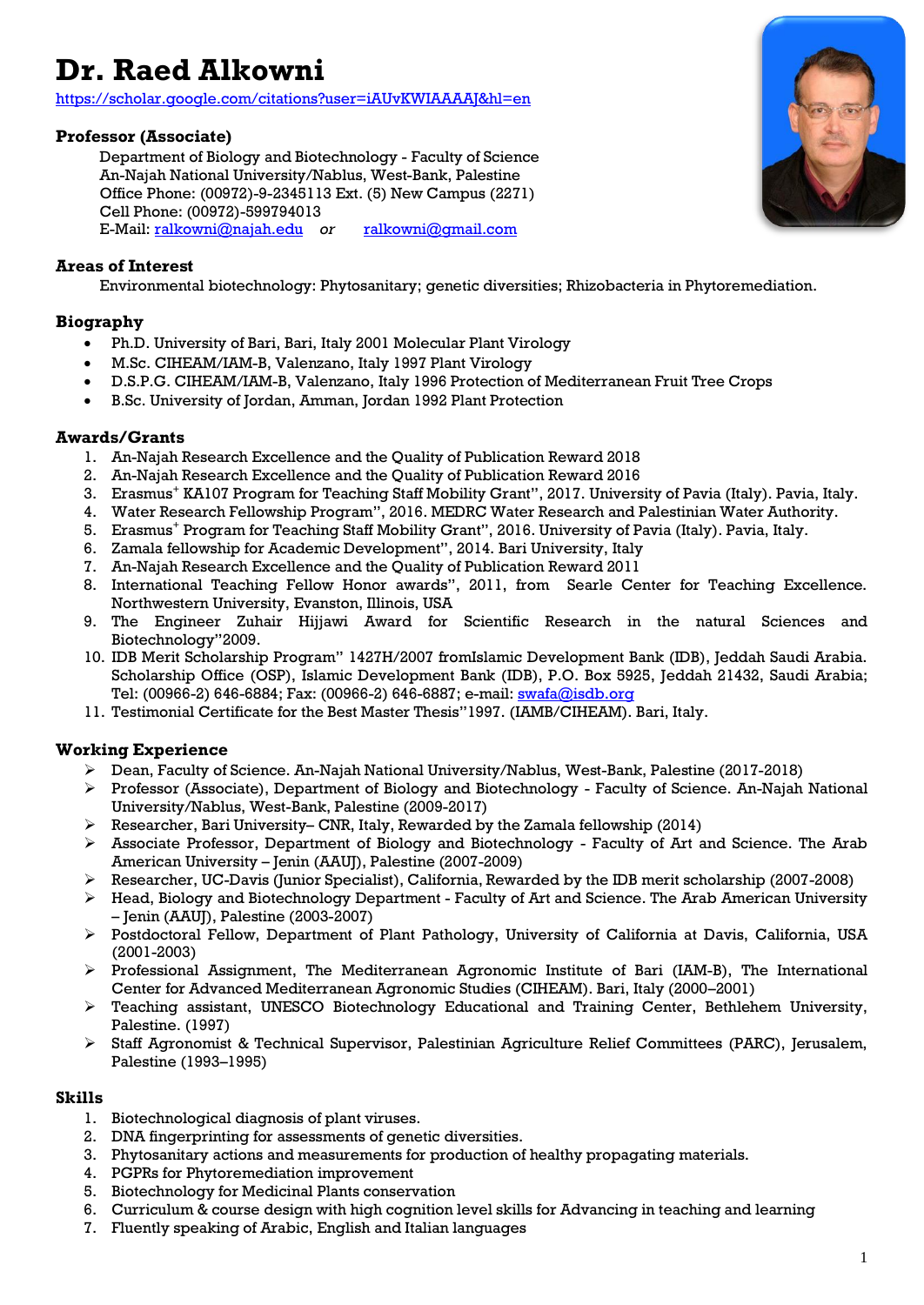# Dr. Raed Alkowni

https://scholar.google.com/citations?user=iAUvKWIAAAAJ&hl=en

### Professor (Associate)

Department of Biology and Biotechnology - Faculty of Science
An-Najah National University/Nablus, West-Bank, Palestine
Office Phone: (00972)-9-2345113 Ext. (5) New Campus (2271)
Cell Phone: (00972)-599794013
E-Mail: ralkowni@najah.edu *or* ralkowni@gmail.com

### Areas of Interest

Environmental biotechnology: Phytosanitary; genetic diversities; Rhizobacteria in Phytoremediation.

### Biography

- Ph.D. University of Bari, Bari, Italy 2001 Molecular Plant Virology
- M.Sc. CIHEAM/IAM-B, Valenzano, Italy 1997 Plant Virology
- D.S.P.G. CIHEAM/IAM-B, Valenzano, Italy 1996 Protection of Mediterranean Fruit Tree Crops
- B.Sc. University of Jordan, Amman, Jordan 1992 Plant Protection

### Awards/Grants

1. An-Najah Research Excellence and the Quality of Publication Reward 2018
2. An-Najah Research Excellence and the Quality of Publication Reward 2016
3. Erasmus+ KA107 Program for Teaching Staff Mobility Grant", 2017. University of Pavia (Italy). Pavia, Italy.
4. Water Research Fellowship Program", 2016. MEDRC Water Research and Palestinian Water Authority.
5. Erasmus+ Program for Teaching Staff Mobility Grant", 2016. University of Pavia (Italy). Pavia, Italy.
6. Zamala fellowship for Academic Development", 2014. Bari University, Italy
7. An-Najah Research Excellence and the Quality of Publication Reward 2011
8. International Teaching Fellow Honor awards", 2011, from Searle Center for Teaching Excellence. Northwestern University, Evanston, Illinois, USA
9. The Engineer Zuhair Hijjawi Award for Scientific Research in the natural Sciences and Biotechnology"2009.
10. IDB Merit Scholarship Program" 1427H/2007 fromIslamic Development Bank (IDB), Jeddah Saudi Arabia. Scholarship Office (OSP), Islamic Development Bank (IDB), P.O. Box 5925, Jeddah 21432, Saudi Arabia; Tel: (00966-2) 646-6884; Fax: (00966-2) 646-6887; e-mail: swafa@isdb.org
11. Testimonial Certificate for the Best Master Thesis"1997. (IAMB/CIHEAM). Bari, Italy.

### Working Experience

- Dean, Faculty of Science. An-Najah National University/Nablus, West-Bank, Palestine (2017-2018)
- Professor (Associate), Department of Biology and Biotechnology - Faculty of Science. An-Najah National University/Nablus, West-Bank, Palestine (2009-2017)
- Researcher, Bari University– CNR, Italy, Rewarded by the Zamala fellowship (2014)
- Associate Professor, Department of Biology and Biotechnology - Faculty of Art and Science. The Arab American University – Jenin (AAUJ), Palestine (2007-2009)
- Researcher, UC-Davis (Junior Specialist), California, Rewarded by the IDB merit scholarship (2007-2008)
- Head, Biology and Biotechnology Department - Faculty of Art and Science. The Arab American University – Jenin (AAUJ), Palestine (2003-2007)
- Postdoctoral Fellow, Department of Plant Pathology, University of California at Davis, California, USA (2001-2003)
- Professional Assignment, The Mediterranean Agronomic Institute of Bari (IAM-B), The International Center for Advanced Mediterranean Agronomic Studies (CIHEAM). Bari, Italy (2000–2001)
- Teaching assistant, UNESCO Biotechnology Educational and Training Center, Bethlehem University, Palestine. (1997)
- Staff Agronomist & Technical Supervisor, Palestinian Agriculture Relief Committees (PARC), Jerusalem, Palestine (1993–1995)

### Skills

1. Biotechnological diagnosis of plant viruses.
2. DNA fingerprinting for assessments of genetic diversities.
3. Phytosanitary actions and measurements for production of healthy propagating materials.
4. PGPRs for Phytoremediation improvement
5. Biotechnology for Medicinal Plants conservation
6. Curriculum & course design with high cognition level skills for Advancing in teaching and learning
7. Fluently speaking of Arabic, English and Italian languages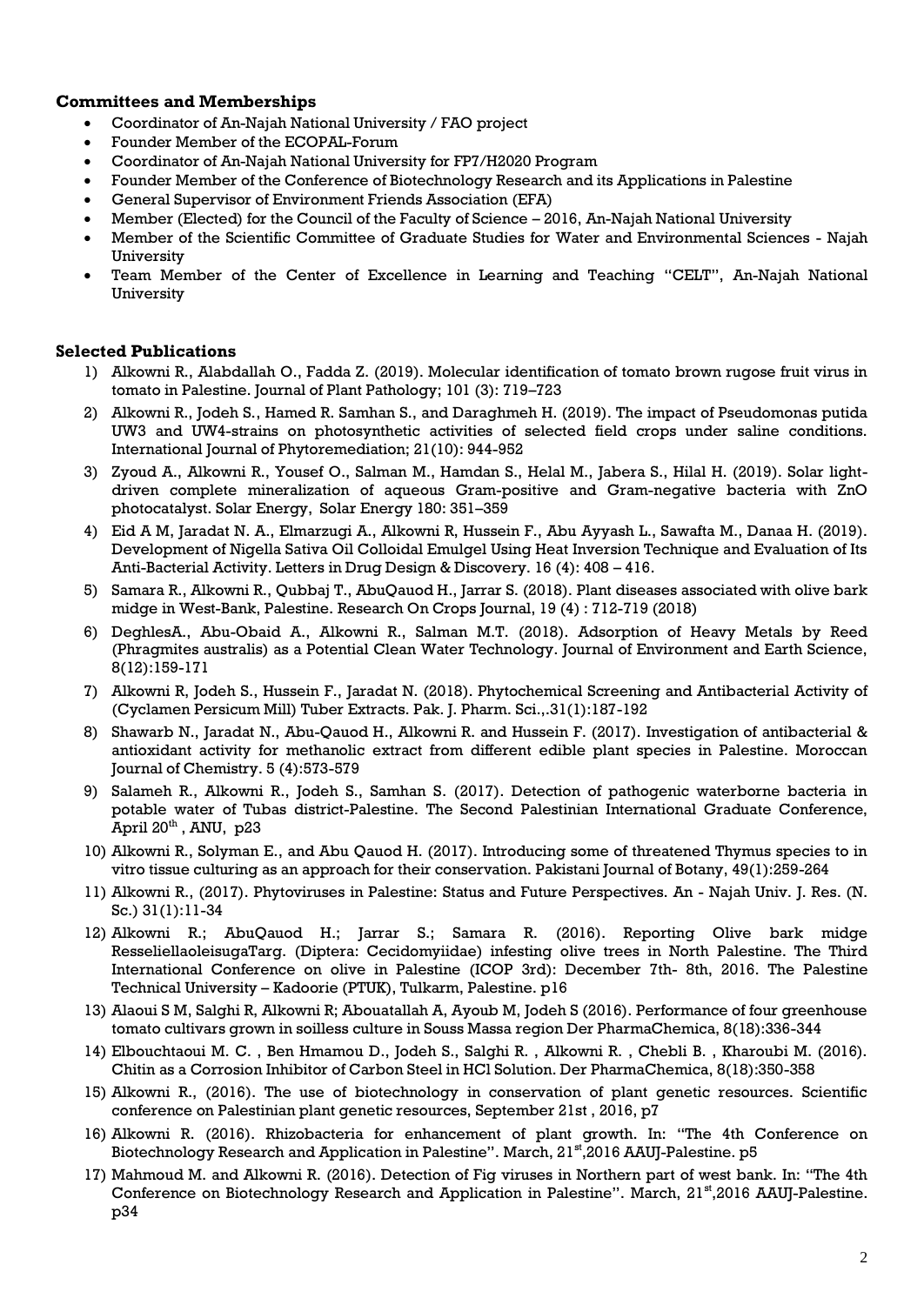## Committees and Memberships

- Coordinator of An-Najah National University / FAO project
- Founder Member of the ECOPAL-Forum
- Coordinator of An-Najah National University for FP7/H2020 Program
- Founder Member of the Conference of Biotechnology Research and its Applications in Palestine
- General Supervisor of Environment Friends Association (EFA)
- Member (Elected) for the Council of the Faculty of Science – 2016, An-Najah National University
- Member of the Scientific Committee of Graduate Studies for Water and Environmental Sciences - Najah University
- Team Member of the Center of Excellence in Learning and Teaching "CELT", An-Najah National University

## Selected Publications

1) Alkowni R., Alabdallah O., Fadda Z. (2019). Molecular identification of tomato brown rugose fruit virus in tomato in Palestine. Journal of Plant Pathology; 101 (3): 719–723
2) Alkowni R., Jodeh S., Hamed R. Samhan S., and Daraghmeh H. (2019). The impact of Pseudomonas putida UW3 and UW4-strains on photosynthetic activities of selected field crops under saline conditions. International Journal of Phytoremediation; 21(10): 944-952
3) Zyoud A., Alkowni R., Yousef O., Salman M., Hamdan S., Helal M., Jabera S., Hilal H. (2019). Solar light-driven complete mineralization of aqueous Gram-positive and Gram-negative bacteria with ZnO photocatalyst. Solar Energy, Solar Energy 180: 351–359
4) Eid A M, Jaradat N. A., Elmarzugi A., Alkowni R, Hussein F., Abu Ayyash L., Sawafta M., Danaa H. (2019). Development of Nigella Sativa Oil Colloidal Emulgel Using Heat Inversion Technique and Evaluation of Its Anti-Bacterial Activity. Letters in Drug Design & Discovery. 16 (4): 408 – 416.
5) Samara R., Alkowni R., Qubbaj T., AbuQauod H., Jarrar S. (2018). Plant diseases associated with olive bark midge in West-Bank, Palestine. Research On Crops Journal, 19 (4) : 712-719 (2018)
6) DeghlesA., Abu-Obaid A., Alkowni R., Salman M.T. (2018). Adsorption of Heavy Metals by Reed (Phragmites australis) as a Potential Clean Water Technology. Journal of Environment and Earth Science, 8(12):159-171
7) Alkowni R, Jodeh S., Hussein F., Jaradat N. (2018). Phytochemical Screening and Antibacterial Activity of (Cyclamen Persicum Mill) Tuber Extracts. Pak. J. Pharm. Sci.,.31(1):187-192
8) Shawarb N., Jaradat N., Abu-Qauod H., Alkowni R. and Hussein F. (2017). Investigation of antibacterial & antioxidant activity for methanolic extract from different edible plant species in Palestine. Moroccan Journal of Chemistry. 5 (4):573-579
9) Salameh R., Alkowni R., Jodeh S., Samhan S. (2017). Detection of pathogenic waterborne bacteria in potable water of Tubas district-Palestine. The Second Palestinian International Graduate Conference, April 20th , ANU, p23
10) Alkowni R., Solyman E., and Abu Qauod H. (2017). Introducing some of threatened Thymus species to in vitro tissue culturing as an approach for their conservation. Pakistani Journal of Botany, 49(1):259-264
11) Alkowni R., (2017). Phytoviruses in Palestine: Status and Future Perspectives. An - Najah Univ. J. Res. (N. Sc.) 31(1):11-34
12) Alkowni R.; AbuQauod H.; Jarrar S.; Samara R. (2016). Reporting Olive bark midge ResseliellaoleisugaTarg. (Diptera: Cecidomyiidae) infesting olive trees in North Palestine. The Third International Conference on olive in Palestine (ICOP 3rd): December 7th- 8th, 2016. The Palestine Technical University – Kadoorie (PTUK), Tulkarm, Palestine. p16
13) Alaoui S M, Salghi R, Alkowni R; Abouatallah A, Ayoub M, Jodeh S (2016). Performance of four greenhouse tomato cultivars grown in soilless culture in Souss Massa region Der PharmaChemica, 8(18):336-344
14) Elbouchtaoui M. C. , Ben Hmamou D., Jodeh S., Salghi R. , Alkowni R. , Chebli B. , Kharoubi M. (2016). Chitin as a Corrosion Inhibitor of Carbon Steel in HCl Solution. Der PharmaChemica, 8(18):350-358
15) Alkowni R., (2016). The use of biotechnology in conservation of plant genetic resources. Scientific conference on Palestinian plant genetic resources, September 21st , 2016, p7
16) Alkowni R. (2016). Rhizobacteria for enhancement of plant growth. In: "The 4th Conference on Biotechnology Research and Application in Palestine". March, 21st,2016 AAUJ-Palestine. p5
17) Mahmoud M. and Alkowni R. (2016). Detection of Fig viruses in Northern part of west bank. In: "The 4th Conference on Biotechnology Research and Application in Palestine". March, 21st,2016 AAUJ-Palestine. p34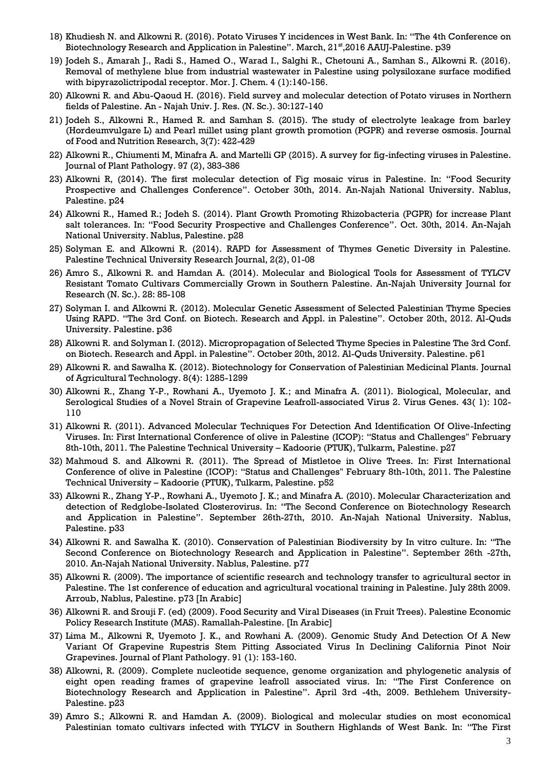18) Khudiesh N. and Alkowni R. (2016). Potato Viruses Y incidences in West Bank. In: "The 4th Conference on Biotechnology Research and Application in Palestine". March, 21st,2016 AAUJ-Palestine. p39
19) Jodeh S., Amarah J., Radi S., Hamed O., Warad I., Salghi R., Chetouni A., Samhan S., Alkowni R. (2016). Removal of methylene blue from industrial wastewater in Palestine using polysiloxane surface modified with bipyrazolictripodal receptor. Mor. J. Chem. 4 (1):140-156.
20) Alkowni R. and Abu-Qaoud H. (2016). Field survey and molecular detection of Potato viruses in Northern fields of Palestine. An - Najah Univ. J. Res. (N. Sc.). 30:127-140
21) Jodeh S., Alkowni R., Hamed R. and Samhan S. (2015). The study of electrolyte leakage from barley (Hordeumvulgare L) and Pearl millet using plant growth promotion (PGPR) and reverse osmosis. Journal of Food and Nutrition Research, 3(7): 422-429
22) Alkowni R., Chiumenti M, Minafra A. and Martelli GP (2015). A survey for fig-infecting viruses in Palestine. Journal of Plant Pathology. 97 (2), 383-386
23) Alkowni R, (2014). The first molecular detection of Fig mosaic virus in Palestine. In: "Food Security Prospective and Challenges Conference". October 30th, 2014. An-Najah National University. Nablus, Palestine. p24
24) Alkowni R., Hamed R.; Jodeh S. (2014). Plant Growth Promoting Rhizobacteria (PGPR) for increase Plant salt tolerances. In: "Food Security Prospective and Challenges Conference". Oct. 30th, 2014. An-Najah National University. Nablus, Palestine. p28
25) Solyman E. and Alkowni R. (2014). RAPD for Assessment of Thymes Genetic Diversity in Palestine. Palestine Technical University Research Journal, 2(2), 01-08
26) Amro S., Alkowni R. and Hamdan A. (2014). Molecular and Biological Tools for Assessment of TYLCV Resistant Tomato Cultivars Commercially Grown in Southern Palestine. An-Najah University Journal for Research (N. Sc.). 28: 85-108
27) Solyman I. and Alkowni R. (2012). Molecular Genetic Assessment of Selected Palestinian Thyme Species Using RAPD. "The 3rd Conf. on Biotech. Research and Appl. in Palestine". October 20th, 2012. Al-Quds University. Palestine. p36
28) Alkowni R. and Solyman I. (2012). Micropropagation of Selected Thyme Species in Palestine The 3rd Conf. on Biotech. Research and Appl. in Palestine". October 20th, 2012. Al-Quds University. Palestine. p61
29) Alkowni R. and Sawalha K. (2012). Biotechnology for Conservation of Palestinian Medicinal Plants. Journal of Agricultural Technology. 8(4): 1285-1299
30) Alkowni R., Zhang Y-P., Rowhani A., Uyemoto J. K.; and Minafra A. (2011). Biological, Molecular, and Serological Studies of a Novel Strain of Grapevine Leafroll-associated Virus 2. Virus Genes. 43( 1): 102-110
31) Alkowni R. (2011). Advanced Molecular Techniques For Detection And Identification Of Olive-Infecting Viruses. In: First International Conference of olive in Palestine (ICOP): "Status and Challenges" February 8th-10th, 2011. The Palestine Technical University – Kadoorie (PTUK), Tulkarm, Palestine. p27
32) Mahmoud S. and Alkowni R. (2011). The Spread of Mistletoe in Olive Trees. In: First International Conference of olive in Palestine (ICOP): "Status and Challenges" February 8th-10th, 2011. The Palestine Technical University – Kadoorie (PTUK), Tulkarm, Palestine. p52
33) Alkowni R., Zhang Y-P., Rowhani A., Uyemoto J. K.; and Minafra A. (2010). Molecular Characterization and detection of Redglobe-Isolated Closterovirus. In: "The Second Conference on Biotechnology Research and Application in Palestine". September 26th-27th, 2010. An-Najah National University. Nablus, Palestine. p33
34) Alkowni R. and Sawalha K. (2010). Conservation of Palestinian Biodiversity by In vitro culture. In: "The Second Conference on Biotechnology Research and Application in Palestine". September 26th -27th, 2010. An-Najah National University. Nablus, Palestine. p77
35) Alkowni R. (2009). The importance of scientific research and technology transfer to agricultural sector in Palestine. The 1st conference of education and agricultural vocational training in Palestine. July 28th 2009. Arroub, Nablus, Palestine. p73 [In Arabic]
36) Alkowni R. and Srouji F. (ed) (2009). Food Security and Viral Diseases (in Fruit Trees). Palestine Economic Policy Research Institute (MAS). Ramallah-Palestine. [In Arabic]
37) Lima M., Alkowni R, Uyemoto J. K., and Rowhani A. (2009). Genomic Study And Detection Of A New Variant Of Grapevine Rupestris Stem Pitting Associated Virus In Declining California Pinot Noir Grapevines. Journal of Plant Pathology. 91 (1): 153-160.
38) Alkowni, R. (2009). Complete nucleotide sequence, genome organization and phylogenetic analysis of eight open reading frames of grapevine leafroll associated virus. In: "The First Conference on Biotechnology Research and Application in Palestine". April 3rd -4th, 2009. Bethlehem University-Palestine. p23
39) Amro S.; Alkowni R. and Hamdan A. (2009). Biological and molecular studies on most economical Palestinian tomato cultivars infected with TYLCV in Southern Highlands of West Bank. In: "The First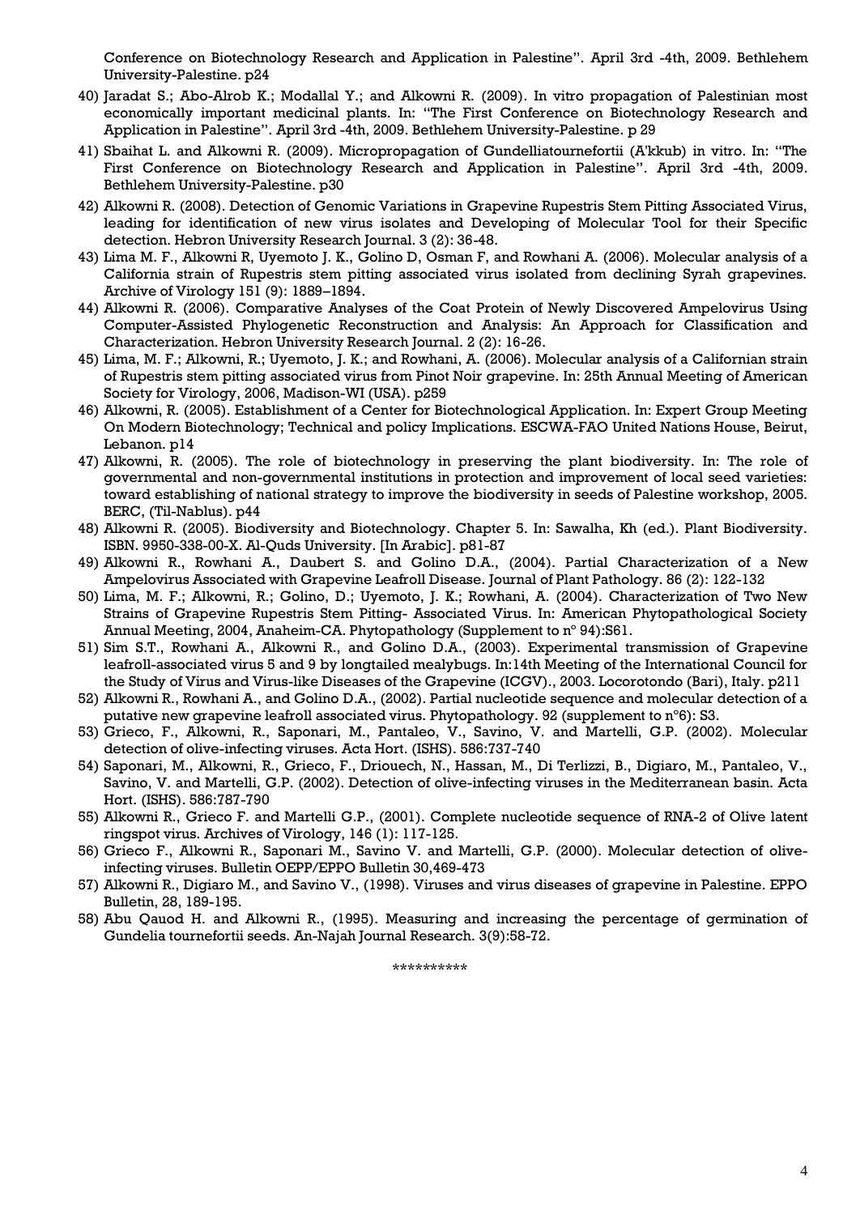Conference on Biotechnology Research and Application in Palestine". April 3rd -4th, 2009. Bethlehem University-Palestine. p24

40) Jaradat S.; Abo-Alrob K.; Modallal Y.; and Alkowni R. (2009). In vitro propagation of Palestinian most economically important medicinal plants. In: "The First Conference on Biotechnology Research and Application in Palestine". April 3rd -4th, 2009. Bethlehem University-Palestine. p 29
41) Sbaihat L. and Alkowni R. (2009). Micropropagation of Gundelliatournefortii (A'kkub) in vitro. In: "The First Conference on Biotechnology Research and Application in Palestine". April 3rd -4th, 2009. Bethlehem University-Palestine. p30
42) Alkowni R. (2008). Detection of Genomic Variations in Grapevine Rupestris Stem Pitting Associated Virus, leading for identification of new virus isolates and Developing of Molecular Tool for their Specific detection. Hebron University Research Journal. 3 (2): 36-48.
43) Lima M. F., Alkowni R, Uyemoto J. K., Golino D, Osman F, and Rowhani A. (2006). Molecular analysis of a California strain of Rupestris stem pitting associated virus isolated from declining Syrah grapevines. Archive of Virology 151 (9): 1889–1894.
44) Alkowni R. (2006). Comparative Analyses of the Coat Protein of Newly Discovered Ampelovirus Using Computer-Assisted Phylogenetic Reconstruction and Analysis: An Approach for Classification and Characterization. Hebron University Research Journal. 2 (2): 16-26.
45) Lima, M. F.; Alkowni, R.; Uyemoto, J. K.; and Rowhani, A. (2006). Molecular analysis of a Californian strain of Rupestris stem pitting associated virus from Pinot Noir grapevine. In: 25th Annual Meeting of American Society for Virology, 2006, Madison-WI (USA). p259
46) Alkowni, R. (2005). Establishment of a Center for Biotechnological Application. In: Expert Group Meeting On Modern Biotechnology; Technical and policy Implications. ESCWA-FAO United Nations House, Beirut, Lebanon. p14
47) Alkowni, R. (2005). The role of biotechnology in preserving the plant biodiversity. In: The role of governmental and non-governmental institutions in protection and improvement of local seed varieties: toward establishing of national strategy to improve the biodiversity in seeds of Palestine workshop, 2005. BERC, (Til-Nablus). p44
48) Alkowni R. (2005). Biodiversity and Biotechnology. Chapter 5. In: Sawalha, Kh (ed.). Plant Biodiversity. ISBN. 9950-338-00-X. Al-Quds University. [In Arabic]. p81-87
49) Alkowni R., Rowhani A., Daubert S. and Golino D.A., (2004). Partial Characterization of a New Ampelovirus Associated with Grapevine Leafroll Disease. Journal of Plant Pathology. 86 (2): 122-132
50) Lima, M. F.; Alkowni, R.; Golino, D.; Uyemoto, J. K.; Rowhani, A. (2004). Characterization of Two New Strains of Grapevine Rupestris Stem Pitting- Associated Virus. In: American Phytopathological Society Annual Meeting, 2004, Anaheim-CA. Phytopathology (Supplement to n° 94):S61.
51) Sim S.T., Rowhani A., Alkowni R., and Golino D.A., (2003). Experimental transmission of Grapevine leafroll-associated virus 5 and 9 by longtailed mealybugs. In:14th Meeting of the International Council for the Study of Virus and Virus-like Diseases of the Grapevine (ICGV)., 2003. Locorotondo (Bari), Italy. p211
52) Alkowni R., Rowhani A., and Golino D.A., (2002). Partial nucleotide sequence and molecular detection of a putative new grapevine leafroll associated virus. Phytopathology. 92 (supplement to n°6): S3.
53) Grieco, F., Alkowni, R., Saponari, M., Pantaleo, V., Savino, V. and Martelli, G.P. (2002). Molecular detection of olive-infecting viruses. Acta Hort. (ISHS). 586:737-740
54) Saponari, M., Alkowni, R., Grieco, F., Driouech, N., Hassan, M., Di Terlizzi, B., Digiaro, M., Pantaleo, V., Savino, V. and Martelli, G.P. (2002). Detection of olive-infecting viruses in the Mediterranean basin. Acta Hort. (ISHS). 586:787-790
55) Alkowni R., Grieco F. and Martelli G.P., (2001). Complete nucleotide sequence of RNA-2 of Olive latent ringspot virus. Archives of Virology, 146 (1): 117-125.
56) Grieco F., Alkowni R., Saponari M., Savino V. and Martelli, G.P. (2000). Molecular detection of olive-infecting viruses. Bulletin OEPP/EPPO Bulletin 30,469-473
57) Alkowni R., Digiaro M., and Savino V., (1998). Viruses and virus diseases of grapevine in Palestine. EPPO Bulletin, 28, 189-195.
58) Abu Qauod H. and Alkowni R., (1995). Measuring and increasing the percentage of germination of Gundelia tournefortii seeds. An-Najah Journal Research. 3(9):58-72.

**********